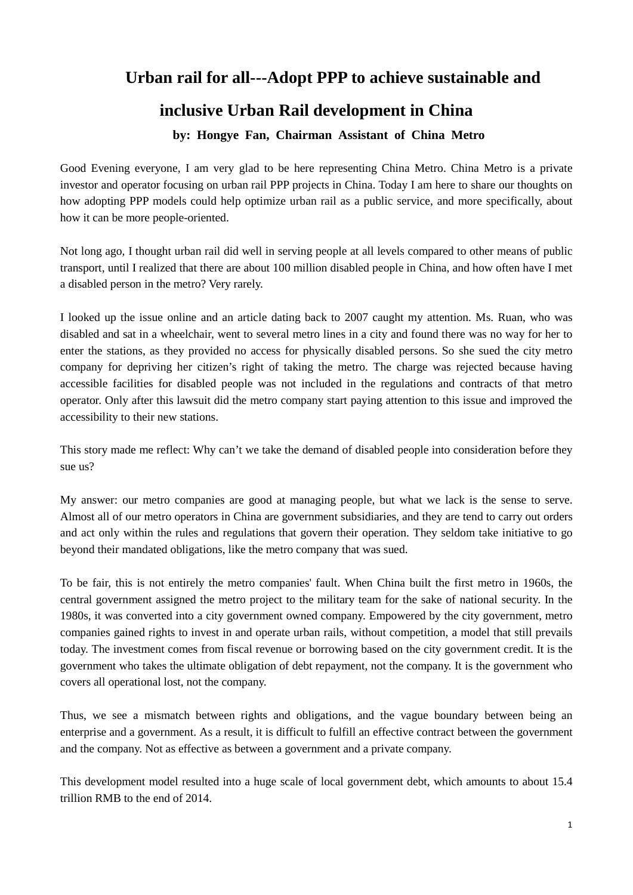# Urban rail for all---Adopt PPP to achieve sustainable and inclusive Urban Rail development in China

**by: Hongye Fan, Chairman Assistant of China Metro**

Good Evening everyone, I am very glad to be here representing China Metro. China Metro is a private investor and operator focusing on urban rail PPP projects in China. Today I am here to share our thoughts on how adopting PPP models could help optimize urban rail as a public service, and more specifically, about how it can be more people-oriented.

Not long ago, I thought urban rail did well in serving people at all levels compared to other means of public transport, until I realized that there are about 100 million disabled people in China, and how often have I met a disabled person in the metro? Very rarely.

I looked up the issue online and an article dating back to 2007 caught my attention. Ms. Ruan, who was disabled and sat in a wheelchair, went to several metro lines in a city and found there was no way for her to enter the stations, as they provided no access for physically disabled persons. So she sued the city metro company for depriving her citizen's right of taking the metro. The charge was rejected because having accessible facilities for disabled people was not included in the regulations and contracts of that metro operator. Only after this lawsuit did the metro company start paying attention to this issue and improved the accessibility to their new stations.

This story made me reflect: Why can't we take the demand of disabled people into consideration before they sue us?

My answer: our metro companies are good at managing people, but what we lack is the sense to serve. Almost all of our metro operators in China are government subsidiaries, and they are tend to carry out orders and act only within the rules and regulations that govern their operation. They seldom take initiative to go beyond their mandated obligations, like the metro company that was sued.

To be fair, this is not entirely the metro companies' fault. When China built the first metro in 1960s, the central government assigned the metro project to the military team for the sake of national security. In the 1980s, it was converted into a city government owned company. Empowered by the city government, metro companies gained rights to invest in and operate urban rails, without competition, a model that still prevails today. The investment comes from fiscal revenue or borrowing based on the city government credit. It is the government who takes the ultimate obligation of debt repayment, not the company. It is the government who covers all operational lost, not the company.

Thus, we see a mismatch between rights and obligations, and the vague boundary between being an enterprise and a government. As a result, it is difficult to fulfill an effective contract between the government and the company. Not as effective as between a government and a private company.

This development model resulted into a huge scale of local government debt, which amounts to about 15.4 trillion RMB to the end of 2014.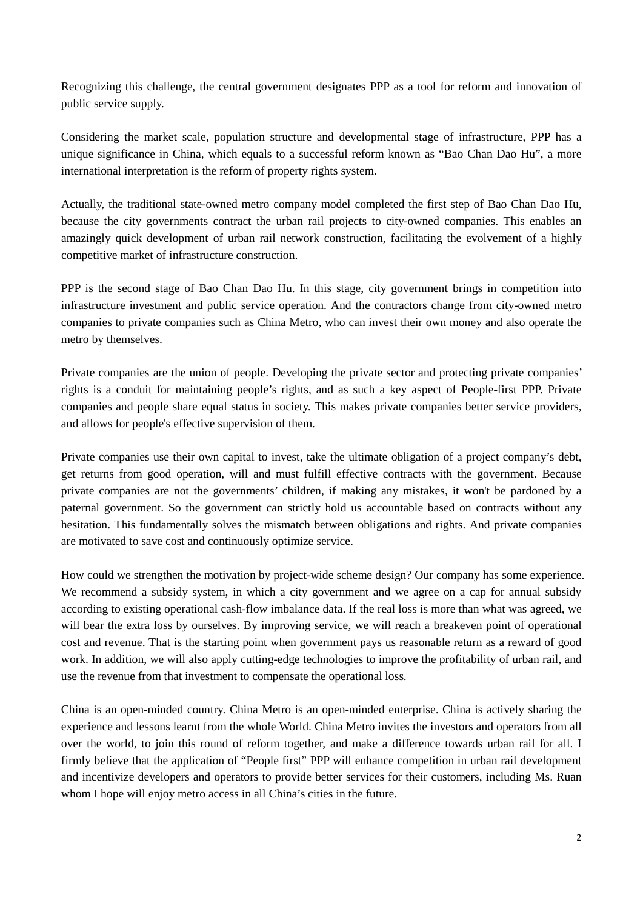Recognizing this challenge, the central government designates PPP as a tool for reform and innovation of public service supply.

Considering the market scale, population structure and developmental stage of infrastructure, PPP has a unique significance in China, which equals to a successful reform known as "Bao Chan Dao Hu", a more international interpretation is the reform of property rights system.

Actually, the traditional state-owned metro company model completed the first step of Bao Chan Dao Hu, because the city governments contract the urban rail projects to city-owned companies. This enables an amazingly quick development of urban rail network construction, facilitating the evolvement of a highly competitive market of infrastructure construction.

PPP is the second stage of Bao Chan Dao Hu. In this stage, city government brings in competition into infrastructure investment and public service operation. And the contractors change from city-owned metro companies to private companies such as China Metro, who can invest their own money and also operate the metro by themselves.

Private companies are the union of people. Developing the private sector and protecting private companies' rights is a conduit for maintaining people's rights, and as such a key aspect of People-first PPP. Private companies and people share equal status in society. This makes private companies better service providers, and allows for people's effective supervision of them.

Private companies use their own capital to invest, take the ultimate obligation of a project company's debt, get returns from good operation, will and must fulfill effective contracts with the government. Because private companies are not the governments' children, if making any mistakes, it won't be pardoned by a paternal government. So the government can strictly hold us accountable based on contracts without any hesitation. This fundamentally solves the mismatch between obligations and rights. And private companies are motivated to save cost and continuously optimize service.

How could we strengthen the motivation by project-wide scheme design? Our company has some experience. We recommend a subsidy system, in which a city government and we agree on a cap for annual subsidy according to existing operational cash-flow imbalance data. If the real loss is more than what was agreed, we will bear the extra loss by ourselves. By improving service, we will reach a breakeven point of operational cost and revenue. That is the starting point when government pays us reasonable return as a reward of good work. In addition, we will also apply cutting-edge technologies to improve the profitability of urban rail, and use the revenue from that investment to compensate the operational loss.

China is an open-minded country. China Metro is an open-minded enterprise. China is actively sharing the experience and lessons learnt from the whole World. China Metro invites the investors and operators from all over the world, to join this round of reform together, and make a difference towards urban rail for all. I firmly believe that the application of "People first" PPP will enhance competition in urban rail development and incentivize developers and operators to provide better services for their customers, including Ms. Ruan whom I hope will enjoy metro access in all China's cities in the future.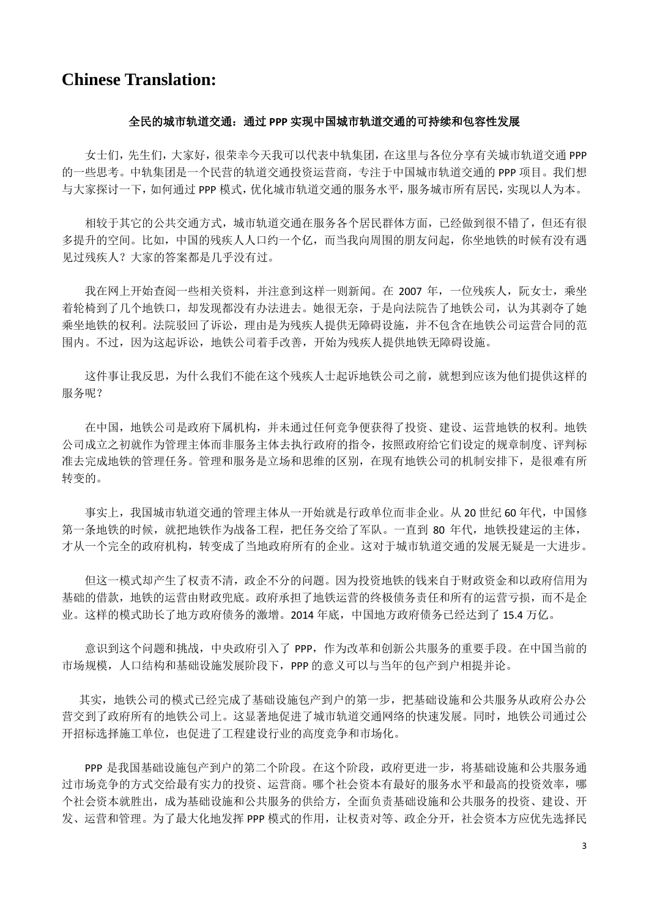# Chinese Translation:

**全民的城市轨道交通：通过 PPP 实现中国城市轨道交通的可持续和包容性发展**

女士们，先生们，大家好，很荣幸今天我可以代表中轨集团，在这里与各位分享有关城市轨道交通 PPP 的一些思考。中轨集团是一个民营的轨道交通投资运营商，专注于中国城市轨道交通的 PPP 项目。我们想与大家探讨一下，如何通过 PPP 模式，优化城市轨道交通的服务水平，服务城市所有居民，实现以人为本。

相较于其它的公共交通方式，城市轨道交通在服务各个居民群体方面，已经做到很不错了，但还有很多提升的空间。比如，中国的残疾人人口约一个亿，而当我向周围的朋友问起，你坐地铁的时候有没有遇见过残疾人？大家的答案都是几乎没有过。

我在网上开始查阅一些相关资料，并注意到这样一则新闻。在 2007 年，一位残疾人，阮女士，乘坐着轮椅到了几个地铁口，却发现都没有办法进去。她很无奈，于是向法院告了地铁公司，认为其剥夺了她乘坐地铁的权利。法院驳回了诉讼，理由是为残疾人提供无障碍设施，并不包含在地铁公司运营合同的范围内。不过，因为这起诉讼，地铁公司着手改善，开始为残疾人提供地铁无障碍设施。

这件事让我反思，为什么我们不能在这个残疾人士起诉地铁公司之前，就想到应该为他们提供这样的服务呢？

在中国，地铁公司是政府下属机构，并未通过任何竞争便获得了投资、建设、运营地铁的权利。地铁公司成立之初就作为管理主体而非服务主体去执行政府的指令，按照政府给它们设定的规章制度、评判标准去完成地铁的管理任务。管理和服务是立场和思维的区别，在现有地铁公司的机制安排下，是很难有所转变的。

事实上，我国城市轨道交通的管理主体从一开始就是行政单位而非企业。从 20 世纪 60 年代，中国修第一条地铁的时候，就把地铁作为战备工程，把任务交给了军队。一直到 80 年代，地铁投建运的主体，才从一个完全的政府机构，转变成了当地政府所有的企业。这对于城市轨道交通的发展无疑是一大进步。

但这一模式却产生了权责不清，政企不分的问题。因为投资地铁的钱来自于财政资金和以政府信用为基础的借款，地铁的运营由财政兜底。政府承担了地铁运营的终极债务责任和所有的运营亏损，而不是企业。这样的模式助长了地方政府债务的激增。2014 年底，中国地方政府债务已经达到了 15.4 万亿。

意识到这个问题和挑战，中央政府引入了 PPP，作为改革和创新公共服务的重要手段。在中国当前的市场规模，人口结构和基础设施发展阶段下，PPP 的意义可以与当年的包产到户相提并论。

其实，地铁公司的模式已经完成了基础设施包产到户的第一步，把基础设施和公共服务从政府公办公营交到了政府所有的地铁公司上。这显著地促进了城市轨道交通网络的快速发展。同时，地铁公司通过公开招标选择施工单位，也促进了工程建设行业的高度竞争和市场化。

PPP 是我国基础设施包产到户的第二个阶段。在这个阶段，政府更进一步，将基础设施和公共服务通过市场竞争的方式交给最有实力的投资、运营商。哪个社会资本有最好的服务水平和最高的投资效率，哪个社会资本就胜出，成为基础设施和公共服务的供给方，全面负责基础设施和公共服务的投资、建设、开发、运营和管理。为了最大化地发挥 PPP 模式的作用，让权责对等、政企分开，社会资本方应优先选择民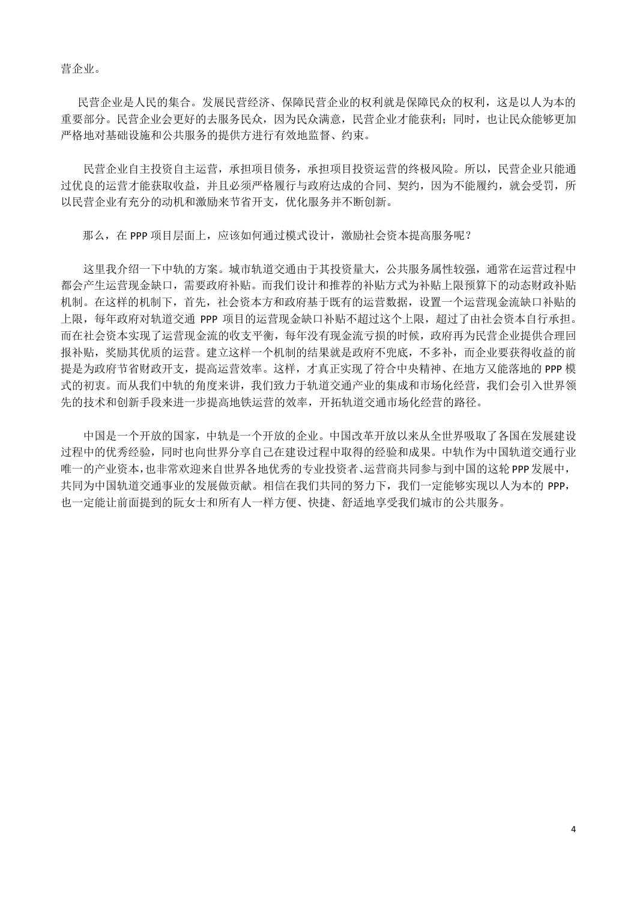营企业。

民营企业是人民的集合。发展民营经济、保障民营企业的权利就是保障民众的权利，这是以人为本的重要部分。民营企业会更好的去服务民众，因为民众满意，民营企业才能获利；同时，也让民众能够更加严格地对基础设施和公共服务的提供方进行有效地监督、约束。

民营企业自主投资自主运营，承担项目债务，承担项目投资运营的终极风险。所以，民营企业只能通过优良的运营才能获取收益，并且必须严格履行与政府达成的合同、契约，因为不能履约，就会受罚，所以民营企业有充分的动机和激励来节省开支，优化服务并不断创新。

那么，在 PPP 项目层面上，应该如何通过模式设计，激励社会资本提高服务呢？

这里我介绍一下中轨的方案。城市轨道交通由于其投资量大，公共服务属性较强，通常在运营过程中都会产生运营现金缺口，需要政府补贴。而我们设计和推荐的补贴方式为补贴上限预算下的动态财政补贴机制。在这样的机制下，首先，社会资本方和政府基于既有的运营数据，设置一个运营现金流缺口补贴的上限，每年政府对轨道交通 PPP 项目的运营现金缺口补贴不超过这个上限，超过了由社会资本自行承担。而在社会资本实现了运营现金流的收支平衡，每年没有现金流亏损的时候，政府再为民营企业提供合理回报补贴，奖励其优质的运营。建立这样一个机制的结果就是政府不兜底，不多补，而企业要获得收益的前提是为政府节省财政开支，提高运营效率。这样，才真正实现了符合中央精神、在地方又能落地的 PPP 模式的初衷。而从我们中轨的角度来讲，我们致力于轨道交通产业的集成和市场化经营，我们会引入世界领先的技术和创新手段来进一步提高地铁运营的效率，开拓轨道交通市场化经营的路径。

中国是一个开放的国家，中轨是一个开放的企业。中国改革开放以来从全世界吸取了各国在发展建设过程中的优秀经验，同时也向世界分享自己在建设过程中取得的经验和成果。中轨作为中国轨道交通行业唯一的产业资本，也非常欢迎来自世界各地优秀的专业投资者、运营商共同参与到中国的这轮 PPP 发展中，共同为中国轨道交通事业的发展做贡献。相信在我们共同的努力下，我们一定能够实现以人为本的 PPP，也一定能让前面提到的阮女士和所有人一样方便、快捷、舒适地享受我们城市的公共服务。